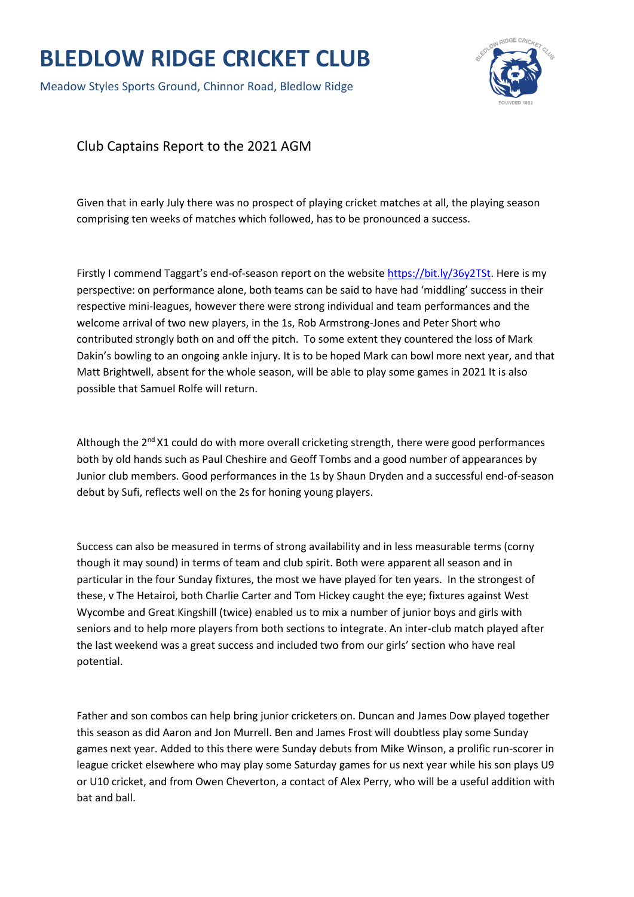# BLEDLOW RIDGE CRICKET CLUB

Meadow Styles Sports Ground, Chinnor Road, Bledlow Ridge

## Club Captains Report to the 2021 AGM

Given that in early July there was no prospect of playing cricket matches at all, the playing season comprising ten weeks of matches which followed, has to be pronounced a success.

Firstly I commend Taggart's end-of-season report on the website https://bit.ly/36y2TSt. Here is my perspective: on performance alone, both teams can be said to have had 'middling' success in their respective mini-leagues, however there were strong individual and team performances and the welcome arrival of two new players, in the 1s, Rob Armstrong-Jones and Peter Short who contributed strongly both on and off the pitch. To some extent they countered the loss of Mark Dakin's bowling to an ongoing ankle injury. It is to be hoped Mark can bowl more next year, and that Matt Brightwell, absent for the whole season, will be able to play some games in 2021 It is also possible that Samuel Rolfe will return.

Although the 2nd X1 could do with more overall cricketing strength, there were good performances both by old hands such as Paul Cheshire and Geoff Tombs and a good number of appearances by Junior club members. Good performances in the 1s by Shaun Dryden and a successful end-of-season debut by Sufi, reflects well on the 2s for honing young players.

Success can also be measured in terms of strong availability and in less measurable terms (corny though it may sound) in terms of team and club spirit. Both were apparent all season and in particular in the four Sunday fixtures, the most we have played for ten years. In the strongest of these, v The Hetairoi, both Charlie Carter and Tom Hickey caught the eye; fixtures against West Wycombe and Great Kingshill (twice) enabled us to mix a number of junior boys and girls with seniors and to help more players from both sections to integrate. An inter-club match played after the last weekend was a great success and included two from our girls' section who have real potential.

Father and son combos can help bring junior cricketers on. Duncan and James Dow played together this season as did Aaron and Jon Murrell. Ben and James Frost will doubtless play some Sunday games next year. Added to this there were Sunday debuts from Mike Winson, a prolific run-scorer in league cricket elsewhere who may play some Saturday games for us next year while his son plays U9 or U10 cricket, and from Owen Cheverton, a contact of Alex Perry, who will be a useful addition with bat and ball.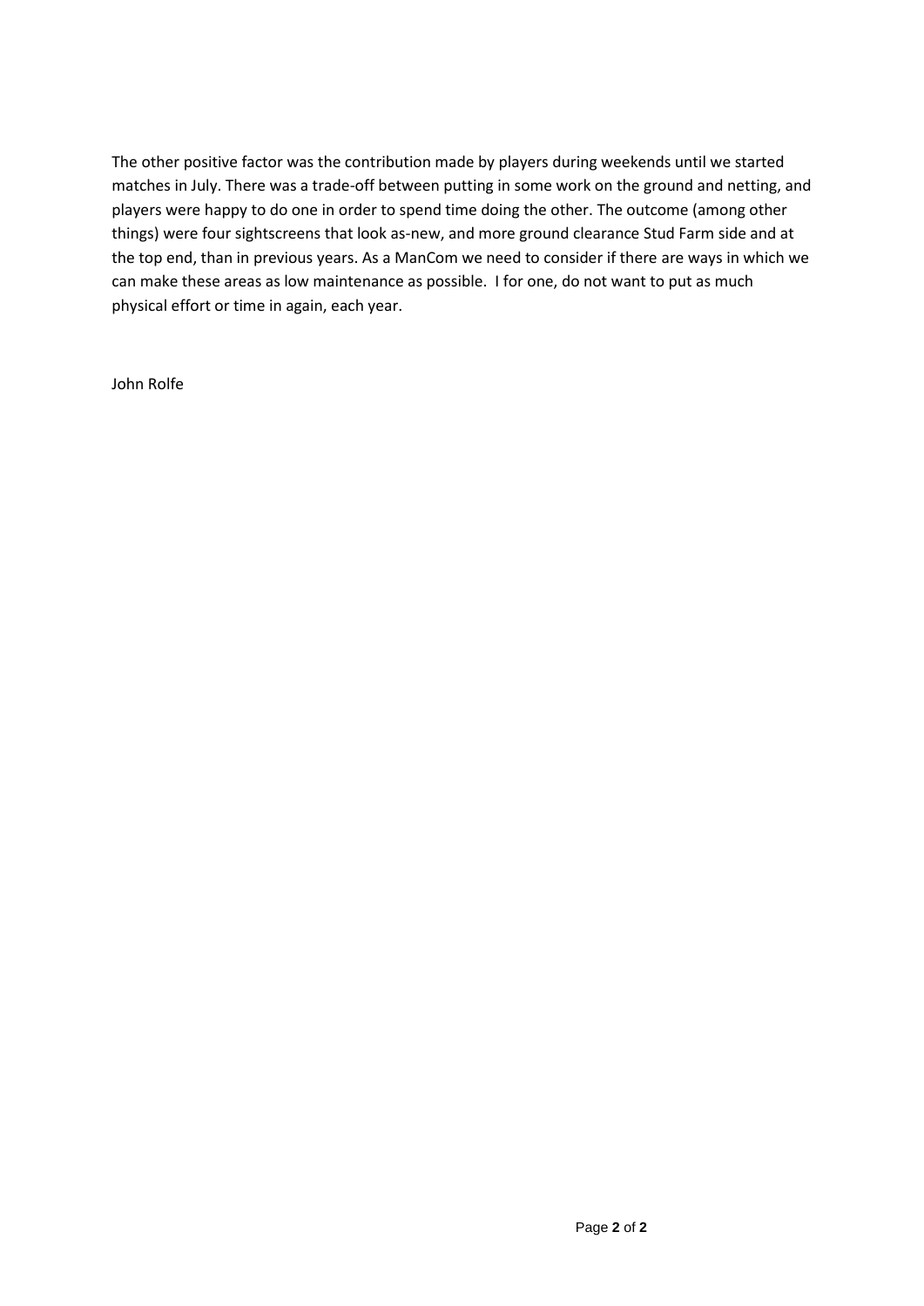The other positive factor was the contribution made by players during weekends until we started matches in July. There was a trade-off between putting in some work on the ground and netting, and players were happy to do one in order to spend time doing the other. The outcome (among other things) were four sightscreens that look as-new, and more ground clearance Stud Farm side and at the top end, than in previous years. As a ManCom we need to consider if there are ways in which we can make these areas as low maintenance as possible. I for one, do not want to put as much physical effort or time in again, each year.

John Rolfe